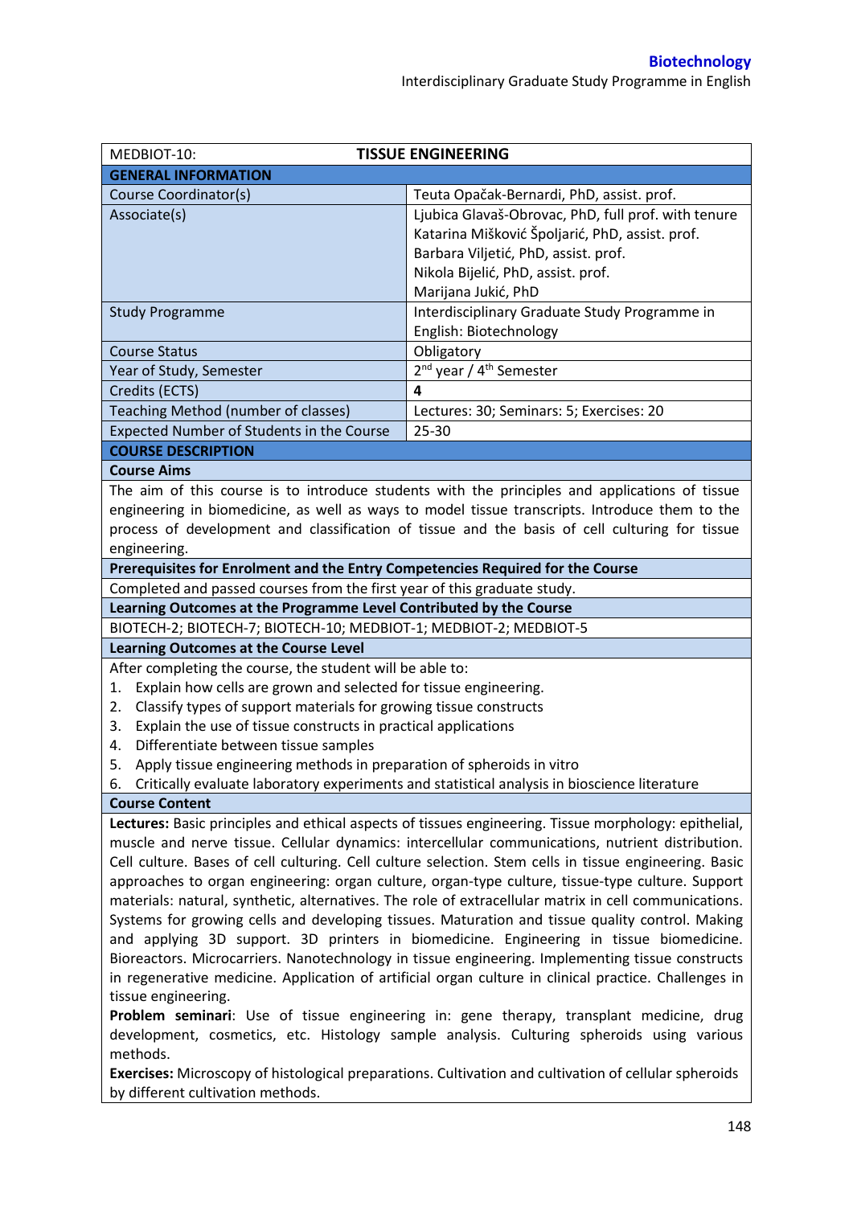| MEDBIOT-10: | **TISSUE ENGINEERING** |
|---|---|
| **GENERAL INFORMATION** | |
| Course Coordinator(s) | Teuta Opačak-Bernardi, PhD, assist. prof. |
| Associate(s) | Ljubica Glavaš-Obrovac, PhD, full prof. with tenure<br>Katarina Mišković Špoljarić, PhD, assist. prof.<br>Barbara Viljetić, PhD, assist. prof.<br>Nikola Bijelić, PhD, assist. prof.<br>Marijana Jukić, PhD |
| Study Programme | Interdisciplinary Graduate Study Programme in English: Biotechnology |
| Course Status | Obligatory |
| Year of Study, Semester | 2nd year / 4th Semester |
| Credits (ECTS) | **4** |
| Teaching Method (number of classes) | Lectures: 30; Seminars: 5; Exercises: 20 |
| Expected Number of Students in the Course | 25-30 |

**COURSE DESCRIPTION**

**Course Aims**

The aim of this course is to introduce students with the principles and applications of tissue engineering in biomedicine, as well as ways to model tissue transcripts. Introduce them to the process of development and classification of tissue and the basis of cell culturing for tissue engineering.

**Prerequisites for Enrolment and the Entry Competencies Required for the Course**

Completed and passed courses from the first year of this graduate study.

**Learning Outcomes at the Programme Level Contributed by the Course**

BIOTECH-2; BIOTECH-7; BIOTECH-10; MEDBIOT-1; MEDBIOT-2; MEDBIOT-5

**Learning Outcomes at the Course Level**

After completing the course, the student will be able to:

1. Explain how cells are grown and selected for tissue engineering.
2. Classify types of support materials for growing tissue constructs
3. Explain the use of tissue constructs in practical applications
4. Differentiate between tissue samples
5. Apply tissue engineering methods in preparation of spheroids in vitro
6. Critically evaluate laboratory experiments and statistical analysis in bioscience literature

**Course Content**

**Lectures:** Basic principles and ethical aspects of tissues engineering. Tissue morphology: epithelial, muscle and nerve tissue. Cellular dynamics: intercellular communications, nutrient distribution. Cell culture. Bases of cell culturing. Cell culture selection. Stem cells in tissue engineering. Basic approaches to organ engineering: organ culture, organ-type culture, tissue-type culture. Support materials: natural, synthetic, alternatives. The role of extracellular matrix in cell communications. Systems for growing cells and developing tissues. Maturation and tissue quality control. Making and applying 3D support. 3D printers in biomedicine. Engineering in tissue biomedicine. Bioreactors. Microcarriers. Nanotechnology in tissue engineering. Implementing tissue constructs in regenerative medicine. Application of artificial organ culture in clinical practice. Challenges in tissue engineering.

**Problem seminari**: Use of tissue engineering in: gene therapy, transplant medicine, drug development, cosmetics, etc. Histology sample analysis. Culturing spheroids using various methods.

**Exercises:** Microscopy of histological preparations. Cultivation and cultivation of cellular spheroids by different cultivation methods.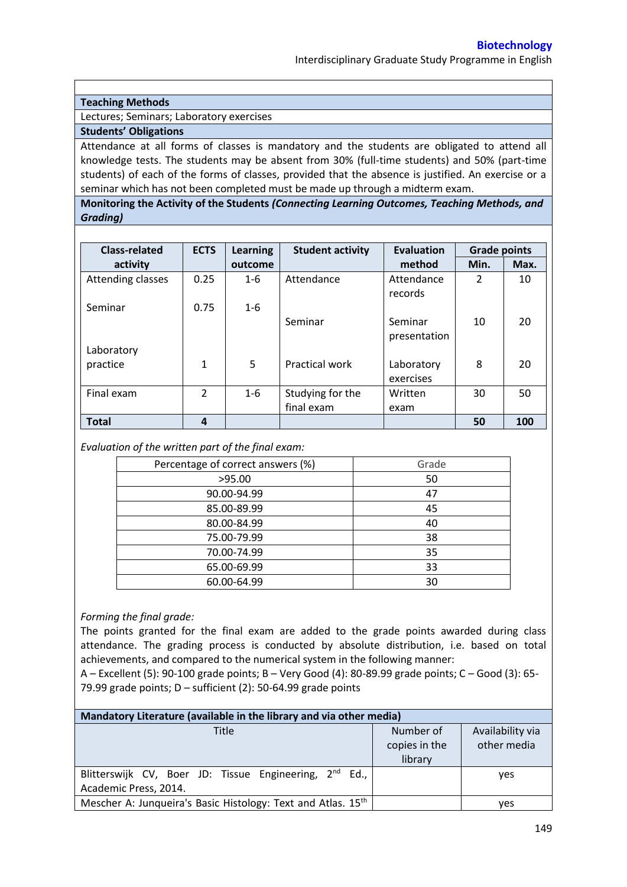## Teaching Methods

Lectures; Seminars; Laboratory exercises

## Students' Obligations

Attendance at all forms of classes is mandatory and the students are obligated to attend all knowledge tests. The students may be absent from 30% (full-time students) and 50% (part-time students) of each of the forms of classes, provided that the absence is justified. An exercise or a seminar which has not been completed must be made up through a midterm exam.

## Monitoring the Activity of the Students *(Connecting Learning Outcomes, Teaching Methods, and Grading)*

| Class-related activity | ECTS | Learning outcome | Student activity | Evaluation method | Grade points | |
|---|---|---|---|---|---|---|
| | | | | | Min. | Max. |
| Attending classes | 0.25 | 1-6 | Attendance | Attendance records | 2 | 10 |
| Seminar | 0.75 | 1-6 | Seminar | Seminar presentation | 10 | 20 |
| Laboratory practice | 1 | 5 | Practical work | Laboratory exercises | 8 | 20 |
| Final exam | 2 | 1-6 | Studying for the final exam | Written exam | 30 | 50 |
| **Total** | **4** | | | | **50** | **100** |

*Evaluation of the written part of the final exam:*

| Percentage of correct answers (%) | Grade |
|---|---|
| >95.00 | 50 |
| 90.00-94.99 | 47 |
| 85.00-89.99 | 45 |
| 80.00-84.99 | 40 |
| 75.00-79.99 | 38 |
| 70.00-74.99 | 35 |
| 65.00-69.99 | 33 |
| 60.00-64.99 | 30 |

*Forming the final grade:*

The points granted for the final exam are added to the grade points awarded during class attendance. The grading process is conducted by absolute distribution, i.e. based on total achievements, and compared to the numerical system in the following manner:

A – Excellent (5): 90-100 grade points; B – Very Good (4): 80-89.99 grade points; C – Good (3): 65-79.99 grade points; D – sufficient (2): 50-64.99 grade points

## Mandatory Literature (available in the library and via other media)

| Title | Number of copies in the library | Availability via other media |
|---|---|---|
| Blitterswijk CV, Boer JD: Tissue Engineering, 2nd Ed., Academic Press, 2014. | | yes |
| Mescher A: Junqueira's Basic Histology: Text and Atlas. 15th | | yes |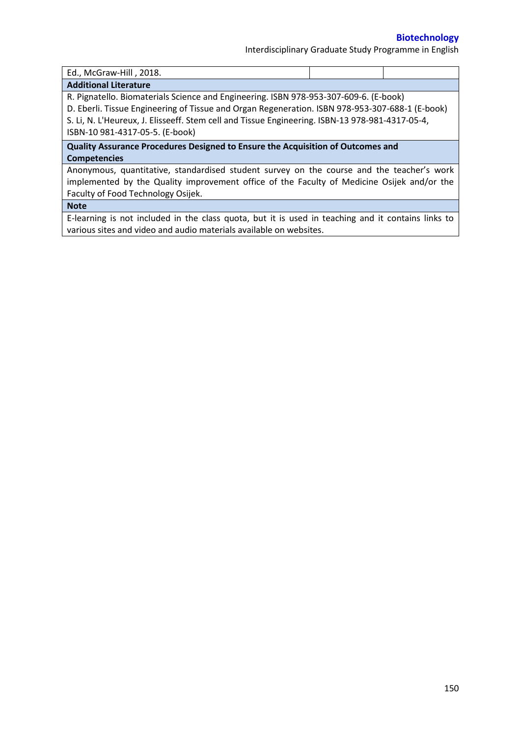| | | |
|---|---|---|
| Ed., McGraw-Hill , 2018. | | |

**Additional Literature**

R. Pignatello. Biomaterials Science and Engineering. ISBN 978-953-307-609-6. (E-book)
D. Eberli. Tissue Engineering of Tissue and Organ Regeneration. ISBN 978-953-307-688-1 (E-book)
S. Li, N. L'Heureux, J. Elisseeff. Stem cell and Tissue Engineering. ISBN-13 978-981-4317-05-4, ISBN-10 981-4317-05-5. (E-book)

**Quality Assurance Procedures Designed to Ensure the Acquisition of Outcomes and Competencies**

Anonymous, quantitative, standardised student survey on the course and the teacher's work implemented by the Quality improvement office of the Faculty of Medicine Osijek and/or the Faculty of Food Technology Osijek.

**Note**

E-learning is not included in the class quota, but it is used in teaching and it contains links to various sites and video and audio materials available on websites.